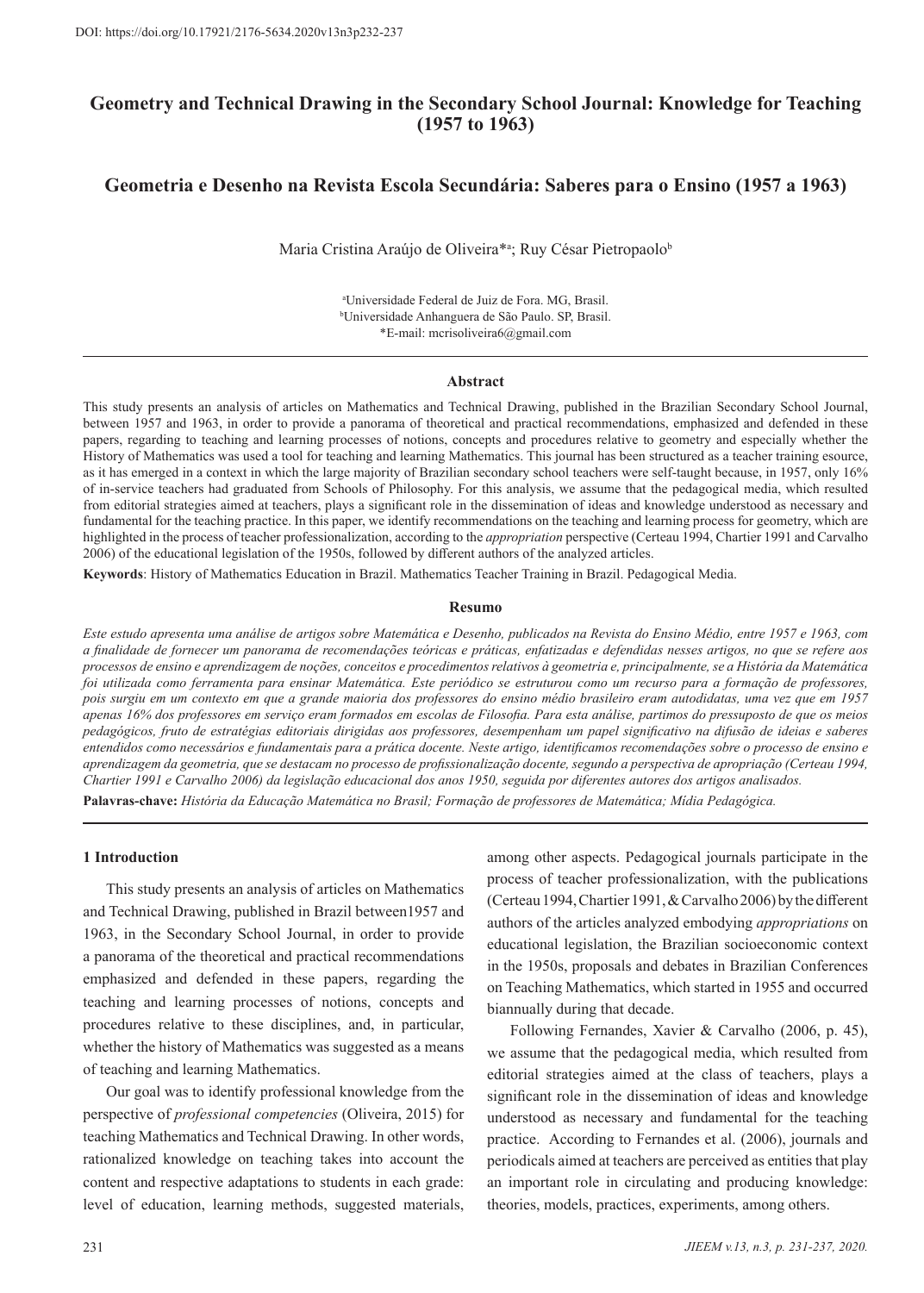DOI: https://doi.org/10.17921/2176-5634.2020v13n3p232-237

# Geometry and Technical Drawing in the Secondary School Journal: Knowledge for Teaching (1957 to 1963)

## Geometria e Desenho na Revista Escola Secundária: Saberes para o Ensino (1957 a 1963)

Maria Cristina Araújo de Oliveira*[a]; Ruy César Pietropaolo[b]

[a]Universidade Federal de Juiz de Fora. MG, Brasil.
[b]Universidade Anhanguera de São Paulo. SP, Brasil.
*E-mail: mcrisoliveira6@gmail.com

---

### Abstract

This study presents an analysis of articles on Mathematics and Technical Drawing, published in the Brazilian Secondary School Journal, between 1957 and 1963, in order to provide a panorama of theoretical and practical recommendations, emphasized and defended in these papers, regarding to teaching and learning processes of notions, concepts and procedures relative to geometry and especially whether the History of Mathematics was used a tool for teaching and learning Mathematics. This journal has been structured as a teacher training esource, as it has emerged in a context in which the large majority of Brazilian secondary school teachers were self-taught because, in 1957, only 16% of in-service teachers had graduated from Schools of Philosophy. For this analysis, we assume that the pedagogical media, which resulted from editorial strategies aimed at teachers, plays a significant role in the dissemination of ideas and knowledge understood as necessary and fundamental for the teaching practice. In this paper, we identify recommendations on the teaching and learning process for geometry, which are highlighted in the process of teacher professionalization, according to the *appropriation* perspective (Certeau 1994, Chartier 1991 and Carvalho 2006) of the educational legislation of the 1950s, followed by different authors of the analyzed articles.

**Keywords**: History of Mathematics Education in Brazil. Mathematics Teacher Training in Brazil. Pedagogical Media.

### Resumo

*Este estudo apresenta uma análise de artigos sobre Matemática e Desenho, publicados na Revista do Ensino Médio, entre 1957 e 1963, com a finalidade de fornecer um panorama de recomendações teóricas e práticas, enfatizadas e defendidas nesses artigos, no que se refere aos processos de ensino e aprendizagem de noções, conceitos e procedimentos relativos à geometria e, principalmente, se a História da Matemática foi utilizada como ferramenta para ensinar Matemática. Este periódico se estruturou como um recurso para a formação de professores, pois surgiu em um contexto em que a grande maioria dos professores do ensino médio brasileiro eram autodidatas, uma vez que em 1957 apenas 16% dos professores em serviço eram formados em escolas de Filosofia. Para esta análise, partimos do pressuposto de que os meios pedagógicos, fruto de estratégias editoriais dirigidas aos professores, desempenham um papel significativo na difusão de ideias e saberes entendidos como necessários e fundamentais para a prática docente. Neste artigo, identificamos recomendações sobre o processo de ensino e aprendizagem da geometria, que se destacam no processo de profissionalização docente, segundo a perspectiva de apropriação (Certeau 1994, Chartier 1991 e Carvalho 2006) da legislação educacional dos anos 1950, seguida por diferentes autores dos artigos analisados.*

**Palavras-chave:** *História da Educação Matemática no Brasil; Formação de professores de Matemática; Mídia Pedagógica.*

---

## 1 Introduction

This study presents an analysis of articles on Mathematics and Technical Drawing, published in Brazil between1957 and 1963, in the Secondary School Journal, in order to provide a panorama of the theoretical and practical recommendations emphasized and defended in these papers, regarding the teaching and learning processes of notions, concepts and procedures relative to these disciplines, and, in particular, whether the history of Mathematics was suggested as a means of teaching and learning Mathematics.

Our goal was to identify professional knowledge from the perspective of *professional competencies* (Oliveira, 2015) for teaching Mathematics and Technical Drawing. In other words, rationalized knowledge on teaching takes into account the content and respective adaptations to students in each grade: level of education, learning methods, suggested materials, among other aspects. Pedagogical journals participate in the process of teacher professionalization, with the publications (Certeau 1994, Chartier 1991, & Carvalho 2006) by the different authors of the articles analyzed embodying *appropriations* on educational legislation, the Brazilian socioeconomic context in the 1950s, proposals and debates in Brazilian Conferences on Teaching Mathematics, which started in 1955 and occurred biannually during that decade.

Following Fernandes, Xavier & Carvalho (2006, p. 45), we assume that the pedagogical media, which resulted from editorial strategies aimed at the class of teachers, plays a significant role in the dissemination of ideas and knowledge understood as necessary and fundamental for the teaching practice. According to Fernandes et al. (2006), journals and periodicals aimed at teachers are perceived as entities that play an important role in circulating and producing knowledge: theories, models, practices, experiments, among others.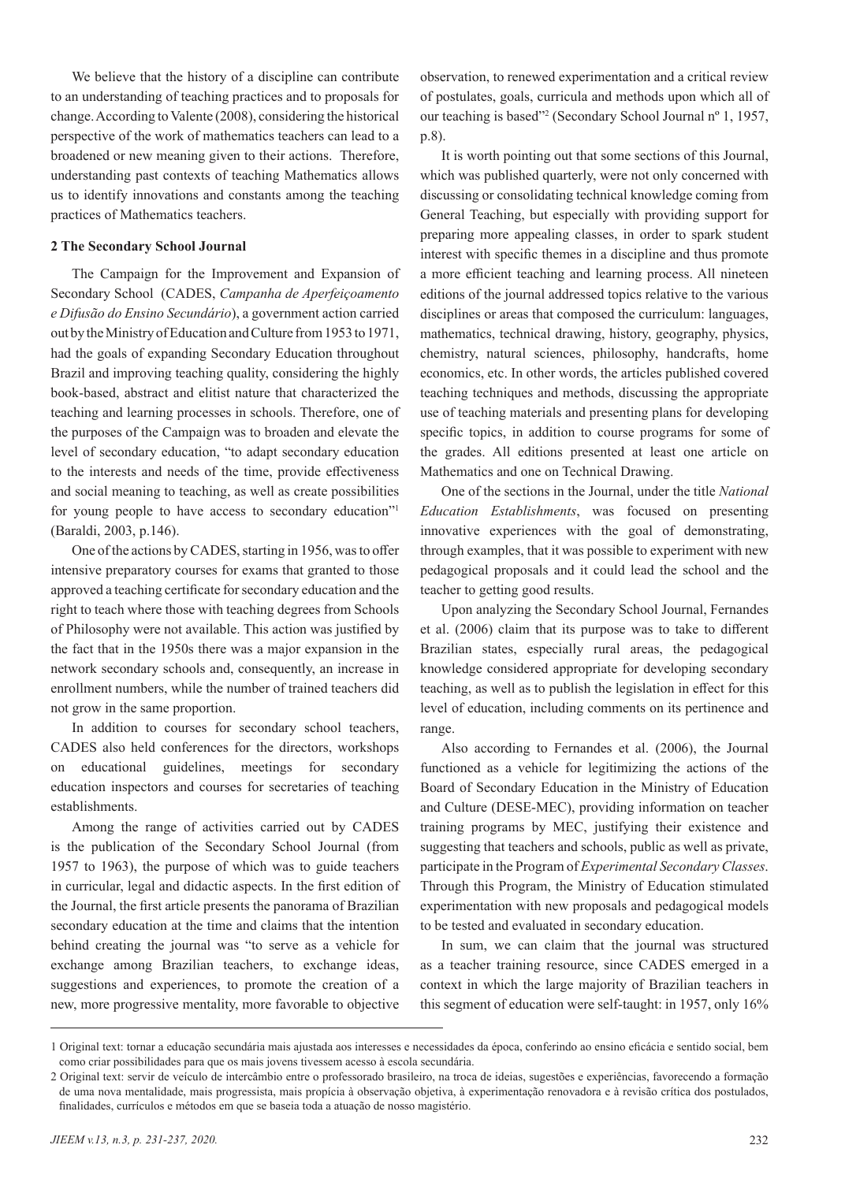We believe that the history of a discipline can contribute to an understanding of teaching practices and to proposals for change. According to Valente (2008), considering the historical perspective of the work of mathematics teachers can lead to a broadened or new meaning given to their actions. Therefore, understanding past contexts of teaching Mathematics allows us to identify innovations and constants among the teaching practices of Mathematics teachers.

## 2 The Secondary School Journal

The Campaign for the Improvement and Expansion of Secondary School (CADES, *Campanha de Aperfeiçoamento e Difusão do Ensino Secundário*), a government action carried out by the Ministry of Education and Culture from 1953 to 1971, had the goals of expanding Secondary Education throughout Brazil and improving teaching quality, considering the highly book-based, abstract and elitist nature that characterized the teaching and learning processes in schools. Therefore, one of the purposes of the Campaign was to broaden and elevate the level of secondary education, "to adapt secondary education to the interests and needs of the time, provide effectiveness and social meaning to teaching, as well as create possibilities for young people to have access to secondary education"[1] (Baraldi, 2003, p.146).

One of the actions by CADES, starting in 1956, was to offer intensive preparatory courses for exams that granted to those approved a teaching certificate for secondary education and the right to teach where those with teaching degrees from Schools of Philosophy were not available. This action was justified by the fact that in the 1950s there was a major expansion in the network secondary schools and, consequently, an increase in enrollment numbers, while the number of trained teachers did not grow in the same proportion.

In addition to courses for secondary school teachers, CADES also held conferences for the directors, workshops on educational guidelines, meetings for secondary education inspectors and courses for secretaries of teaching establishments.

Among the range of activities carried out by CADES is the publication of the Secondary School Journal (from 1957 to 1963), the purpose of which was to guide teachers in curricular, legal and didactic aspects. In the first edition of the Journal, the first article presents the panorama of Brazilian secondary education at the time and claims that the intention behind creating the journal was "to serve as a vehicle for exchange among Brazilian teachers, to exchange ideas, suggestions and experiences, to promote the creation of a new, more progressive mentality, more favorable to objective observation, to renewed experimentation and a critical review of postulates, goals, curricula and methods upon which all of our teaching is based"[2] (Secondary School Journal nº 1, 1957, p.8).

It is worth pointing out that some sections of this Journal, which was published quarterly, were not only concerned with discussing or consolidating technical knowledge coming from General Teaching, but especially with providing support for preparing more appealing classes, in order to spark student interest with specific themes in a discipline and thus promote a more efficient teaching and learning process. All nineteen editions of the journal addressed topics relative to the various disciplines or areas that composed the curriculum: languages, mathematics, technical drawing, history, geography, physics, chemistry, natural sciences, philosophy, handcrafts, home economics, etc. In other words, the articles published covered teaching techniques and methods, discussing the appropriate use of teaching materials and presenting plans for developing specific topics, in addition to course programs for some of the grades. All editions presented at least one article on Mathematics and one on Technical Drawing.

One of the sections in the Journal, under the title *National Education Establishments*, was focused on presenting innovative experiences with the goal of demonstrating, through examples, that it was possible to experiment with new pedagogical proposals and it could lead the school and the teacher to getting good results.

Upon analyzing the Secondary School Journal, Fernandes et al. (2006) claim that its purpose was to take to different Brazilian states, especially rural areas, the pedagogical knowledge considered appropriate for developing secondary teaching, as well as to publish the legislation in effect for this level of education, including comments on its pertinence and range.

Also according to Fernandes et al. (2006), the Journal functioned as a vehicle for legitimizing the actions of the Board of Secondary Education in the Ministry of Education and Culture (DESE-MEC), providing information on teacher training programs by MEC, justifying their existence and suggesting that teachers and schools, public as well as private, participate in the Program of *Experimental Secondary Classes*. Through this Program, the Ministry of Education stimulated experimentation with new proposals and pedagogical models to be tested and evaluated in secondary education.

In sum, we can claim that the journal was structured as a teacher training resource, since CADES emerged in a context in which the large majority of Brazilian teachers in this segment of education were self-taught: in 1957, only 16%

---

1 Original text: tornar a educação secundária mais ajustada aos interesses e necessidades da época, conferindo ao ensino eficácia e sentido social, bem como criar possibilidades para que os mais jovens tivessem acesso à escola secundária.

2 Original text: servir de veículo de intercâmbio entre o professorado brasileiro, na troca de ideias, sugestões e experiências, favorecendo a formação de uma nova mentalidade, mais progressista, mais propícia à observação objetiva, à experimentação renovadora e à revisão crítica dos postulados, finalidades, currículos e métodos em que se baseia toda a atuação de nosso magistério.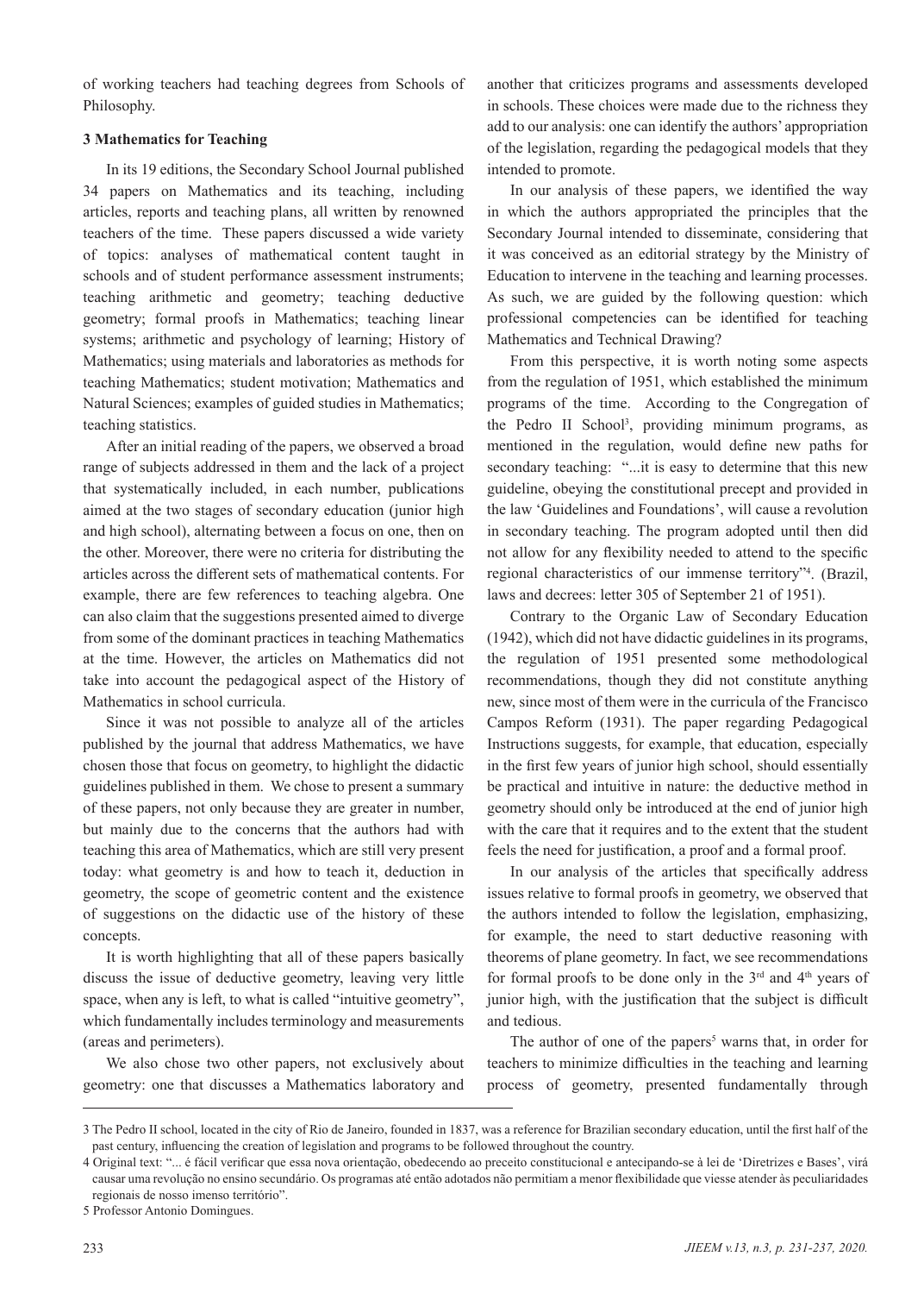of working teachers had teaching degrees from Schools of Philosophy.

### 3 Mathematics for Teaching

In its 19 editions, the Secondary School Journal published 34 papers on Mathematics and its teaching, including articles, reports and teaching plans, all written by renowned teachers of the time. These papers discussed a wide variety of topics: analyses of mathematical content taught in schools and of student performance assessment instruments; teaching arithmetic and geometry; teaching deductive geometry; formal proofs in Mathematics; teaching linear systems; arithmetic and psychology of learning; History of Mathematics; using materials and laboratories as methods for teaching Mathematics; student motivation; Mathematics and Natural Sciences; examples of guided studies in Mathematics; teaching statistics.

After an initial reading of the papers, we observed a broad range of subjects addressed in them and the lack of a project that systematically included, in each number, publications aimed at the two stages of secondary education (junior high and high school), alternating between a focus on one, then on the other. Moreover, there were no criteria for distributing the articles across the different sets of mathematical contents. For example, there are few references to teaching algebra. One can also claim that the suggestions presented aimed to diverge from some of the dominant practices in teaching Mathematics at the time. However, the articles on Mathematics did not take into account the pedagogical aspect of the History of Mathematics in school curricula.

Since it was not possible to analyze all of the articles published by the journal that address Mathematics, we have chosen those that focus on geometry, to highlight the didactic guidelines published in them. We chose to present a summary of these papers, not only because they are greater in number, but mainly due to the concerns that the authors had with teaching this area of Mathematics, which are still very present today: what geometry is and how to teach it, deduction in geometry, the scope of geometric content and the existence of suggestions on the didactic use of the history of these concepts.

It is worth highlighting that all of these papers basically discuss the issue of deductive geometry, leaving very little space, when any is left, to what is called "intuitive geometry", which fundamentally includes terminology and measurements (areas and perimeters).

We also chose two other papers, not exclusively about geometry: one that discusses a Mathematics laboratory and another that criticizes programs and assessments developed in schools. These choices were made due to the richness they add to our analysis: one can identify the authors' appropriation of the legislation, regarding the pedagogical models that they intended to promote.

In our analysis of these papers, we identified the way in which the authors appropriated the principles that the Secondary Journal intended to disseminate, considering that it was conceived as an editorial strategy by the Ministry of Education to intervene in the teaching and learning processes. As such, we are guided by the following question: which professional competencies can be identified for teaching Mathematics and Technical Drawing?

From this perspective, it is worth noting some aspects from the regulation of 1951, which established the minimum programs of the time. According to the Congregation of the Pedro II School[3], providing minimum programs, as mentioned in the regulation, would define new paths for secondary teaching: "...it is easy to determine that this new guideline, obeying the constitutional precept and provided in the law 'Guidelines and Foundations', will cause a revolution in secondary teaching. The program adopted until then did not allow for any flexibility needed to attend to the specific regional characteristics of our immense territory"[4]. (Brazil, laws and decrees: letter 305 of September 21 of 1951).

Contrary to the Organic Law of Secondary Education (1942), which did not have didactic guidelines in its programs, the regulation of 1951 presented some methodological recommendations, though they did not constitute anything new, since most of them were in the curricula of the Francisco Campos Reform (1931). The paper regarding Pedagogical Instructions suggests, for example, that education, especially in the first few years of junior high school, should essentially be practical and intuitive in nature: the deductive method in geometry should only be introduced at the end of junior high with the care that it requires and to the extent that the student feels the need for justification, a proof and a formal proof.

In our analysis of the articles that specifically address issues relative to formal proofs in geometry, we observed that the authors intended to follow the legislation, emphasizing, for example, the need to start deductive reasoning with theorems of plane geometry. In fact, we see recommendations for formal proofs to be done only in the 3rd and 4th years of junior high, with the justification that the subject is difficult and tedious.

The author of one of the papers[5] warns that, in order for teachers to minimize difficulties in the teaching and learning process of geometry, presented fundamentally through

---

3 The Pedro II school, located in the city of Rio de Janeiro, founded in 1837, was a reference for Brazilian secondary education, until the first half of the past century, influencing the creation of legislation and programs to be followed throughout the country.

4 Original text: "... é fácil verificar que essa nova orientação, obedecendo ao preceito constitucional e antecipando-se à lei de 'Diretrizes e Bases', virá causar uma revolução no ensino secundário. Os programas até então adotados não permitiam a menor flexibilidade que viesse atender às peculiaridades regionais de nosso imenso território".

5 Professor Antonio Domingues.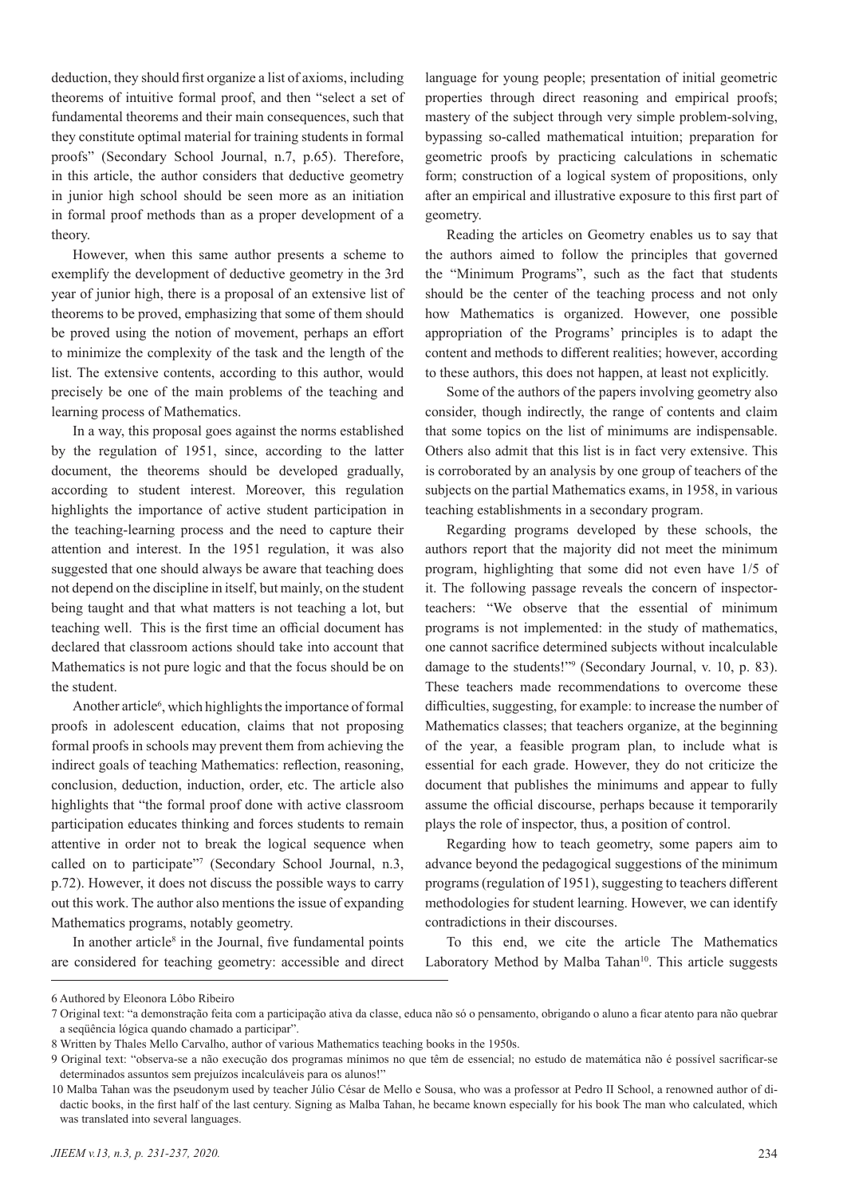deduction, they should first organize a list of axioms, including theorems of intuitive formal proof, and then "select a set of fundamental theorems and their main consequences, such that they constitute optimal material for training students in formal proofs" (Secondary School Journal, n.7, p.65). Therefore, in this article, the author considers that deductive geometry in junior high school should be seen more as an initiation in formal proof methods than as a proper development of a theory.

However, when this same author presents a scheme to exemplify the development of deductive geometry in the 3rd year of junior high, there is a proposal of an extensive list of theorems to be proved, emphasizing that some of them should be proved using the notion of movement, perhaps an effort to minimize the complexity of the task and the length of the list. The extensive contents, according to this author, would precisely be one of the main problems of the teaching and learning process of Mathematics.

In a way, this proposal goes against the norms established by the regulation of 1951, since, according to the latter document, the theorems should be developed gradually, according to student interest. Moreover, this regulation highlights the importance of active student participation in the teaching-learning process and the need to capture their attention and interest. In the 1951 regulation, it was also suggested that one should always be aware that teaching does not depend on the discipline in itself, but mainly, on the student being taught and that what matters is not teaching a lot, but teaching well. This is the first time an official document has declared that classroom actions should take into account that Mathematics is not pure logic and that the focus should be on the student.

Another article[6], which highlights the importance of formal proofs in adolescent education, claims that not proposing formal proofs in schools may prevent them from achieving the indirect goals of teaching Mathematics: reflection, reasoning, conclusion, deduction, induction, order, etc. The article also highlights that "the formal proof done with active classroom participation educates thinking and forces students to remain attentive in order not to break the logical sequence when called on to participate"[7] (Secondary School Journal, n.3, p.72). However, it does not discuss the possible ways to carry out this work. The author also mentions the issue of expanding Mathematics programs, notably geometry.

In another article[8] in the Journal, five fundamental points are considered for teaching geometry: accessible and direct language for young people; presentation of initial geometric properties through direct reasoning and empirical proofs; mastery of the subject through very simple problem-solving, bypassing so-called mathematical intuition; preparation for geometric proofs by practicing calculations in schematic form; construction of a logical system of propositions, only after an empirical and illustrative exposure to this first part of geometry.

Reading the articles on Geometry enables us to say that the authors aimed to follow the principles that governed the "Minimum Programs", such as the fact that students should be the center of the teaching process and not only how Mathematics is organized. However, one possible appropriation of the Programs' principles is to adapt the content and methods to different realities; however, according to these authors, this does not happen, at least not explicitly.

Some of the authors of the papers involving geometry also consider, though indirectly, the range of contents and claim that some topics on the list of minimums are indispensable. Others also admit that this list is in fact very extensive. This is corroborated by an analysis by one group of teachers of the subjects on the partial Mathematics exams, in 1958, in various teaching establishments in a secondary program.

Regarding programs developed by these schools, the authors report that the majority did not meet the minimum program, highlighting that some did not even have 1/5 of it. The following passage reveals the concern of inspector-teachers: "We observe that the essential of minimum programs is not implemented: in the study of mathematics, one cannot sacrifice determined subjects without incalculable damage to the students!"[9] (Secondary Journal, v. 10, p. 83). These teachers made recommendations to overcome these difficulties, suggesting, for example: to increase the number of Mathematics classes; that teachers organize, at the beginning of the year, a feasible program plan, to include what is essential for each grade. However, they do not criticize the document that publishes the minimums and appear to fully assume the official discourse, perhaps because it temporarily plays the role of inspector, thus, a position of control.

Regarding how to teach geometry, some papers aim to advance beyond the pedagogical suggestions of the minimum programs (regulation of 1951), suggesting to teachers different methodologies for student learning. However, we can identify contradictions in their discourses.

To this end, we cite the article The Mathematics Laboratory Method by Malba Tahan[10]. This article suggests

---

6 Authored by Eleonora Lôbo Ribeiro

7 Original text: "a demonstração feita com a participação ativa da classe, educa não só o pensamento, obrigando o aluno a ficar atento para não quebrar a seqüência lógica quando chamado a participar".

8 Written by Thales Mello Carvalho, author of various Mathematics teaching books in the 1950s.

9 Original text: "observa-se a não execução dos programas mínimos no que têm de essencial; no estudo de matemática não é possível sacrificar-se determinados assuntos sem prejuízos incalculáveis para os alunos!"

10 Malba Tahan was the pseudonym used by teacher Júlio César de Mello e Sousa, who was a professor at Pedro II School, a renowned author of didactic books, in the first half of the last century. Signing as Malba Tahan, he became known especially for his book The man who calculated, which was translated into several languages.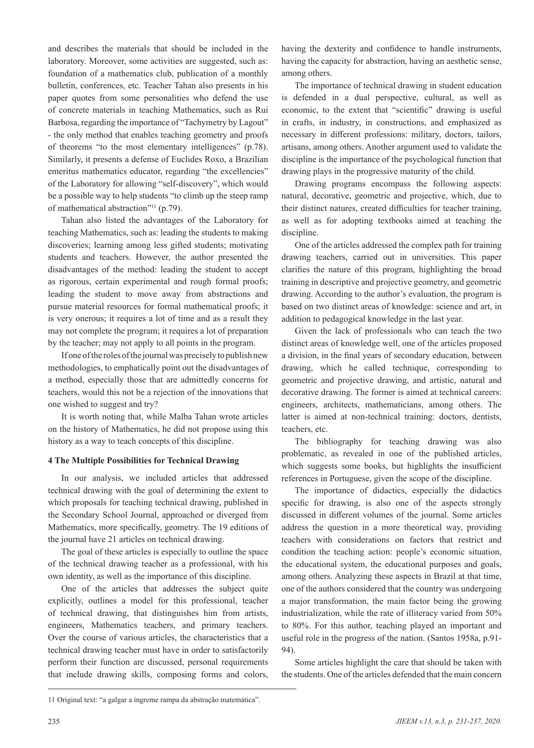and describes the materials that should be included in the laboratory. Moreover, some activities are suggested, such as: foundation of a mathematics club, publication of a monthly bulletin, conferences, etc. Teacher Tahan also presents in his paper quotes from some personalities who defend the use of concrete materials in teaching Mathematics, such as Rui Barbosa, regarding the importance of "Tachymetry by Lagout" - the only method that enables teaching geometry and proofs of theorems "to the most elementary intelligences" (p.78). Similarly, it presents a defense of Euclides Roxo, a Brazilian emeritus mathematics educator, regarding "the excellencies" of the Laboratory for allowing "self-discovery", which would be a possible way to help students "to climb up the steep ramp of mathematical abstraction"[11] (p.79).

Tahan also listed the advantages of the Laboratory for teaching Mathematics, such as: leading the students to making discoveries; learning among less gifted students; motivating students and teachers. However, the author presented the disadvantages of the method: leading the student to accept as rigorous, certain experimental and rough formal proofs; leading the student to move away from abstractions and pursue material resources for formal mathematical proofs; it is very onerous; it requires a lot of time and as a result they may not complete the program; it requires a lot of preparation by the teacher; may not apply to all points in the program.

If one of the roles of the journal was precisely to publish new methodologies, to emphatically point out the disadvantages of a method, especially those that are admittedly concerns for teachers, would this not be a rejection of the innovations that one wished to suggest and try?

It is worth noting that, while Malba Tahan wrote articles on the history of Mathematics, he did not propose using this history as a way to teach concepts of this discipline.

## 4 The Multiple Possibilities for Technical Drawing

In our analysis, we included articles that addressed technical drawing with the goal of determining the extent to which proposals for teaching technical drawing, published in the Secondary School Journal, approached or diverged from Mathematics, more specifically, geometry. The 19 editions of the journal have 21 articles on technical drawing.

The goal of these articles is especially to outline the space of the technical drawing teacher as a professional, with his own identity, as well as the importance of this discipline.

One of the articles that addresses the subject quite explicitly, outlines a model for this professional, teacher of technical drawing, that distinguishes him from artists, engineers, Mathematics teachers, and primary teachers. Over the course of various articles, the characteristics that a technical drawing teacher must have in order to satisfactorily perform their function are discussed, personal requirements that include drawing skills, composing forms and colors, having the dexterity and confidence to handle instruments, having the capacity for abstraction, having an aesthetic sense, among others.

The importance of technical drawing in student education is defended in a dual perspective, cultural, as well as economic, to the extent that "scientific" drawing is useful in crafts, in industry, in constructions, and emphasized as necessary in different professions: military, doctors, tailors, artisans, among others. Another argument used to validate the discipline is the importance of the psychological function that drawing plays in the progressive maturity of the child.

Drawing programs encompass the following aspects: natural, decorative, geometric and projective, which, due to their distinct natures, created difficulties for teacher training, as well as for adopting textbooks aimed at teaching the discipline.

One of the articles addressed the complex path for training drawing teachers, carried out in universities. This paper clarifies the nature of this program, highlighting the broad training in descriptive and projective geometry, and geometric drawing. According to the author's evaluation, the program is based on two distinct areas of knowledge: science and art, in addition to pedagogical knowledge in the last year.

Given the lack of professionals who can teach the two distinct areas of knowledge well, one of the articles proposed a division, in the final years of secondary education, between drawing, which he called technique, corresponding to geometric and projective drawing, and artistic, natural and decorative drawing. The former is aimed at technical careers: engineers, architects, mathematicians, among others. The latter is aimed at non-technical training: doctors, dentists, teachers, etc.

The bibliography for teaching drawing was also problematic, as revealed in one of the published articles, which suggests some books, but highlights the insufficient references in Portuguese, given the scope of the discipline.

The importance of didactics, especially the didactics specific for drawing, is also one of the aspects strongly discussed in different volumes of the journal. Some articles address the question in a more theoretical way, providing teachers with considerations on factors that restrict and condition the teaching action: people's economic situation, the educational system, the educational purposes and goals, among others. Analyzing these aspects in Brazil at that time, one of the authors considered that the country was undergoing a major transformation, the main factor being the growing industrialization, while the rate of illiteracy varied from 50% to 80%. For this author, teaching played an important and useful role in the progress of the nation. (Santos 1958a, p.91-94).

Some articles highlight the care that should be taken with the students. One of the articles defended that the main concern

---

11 Original text: "a galgar a íngreme rampa da abstração matemática".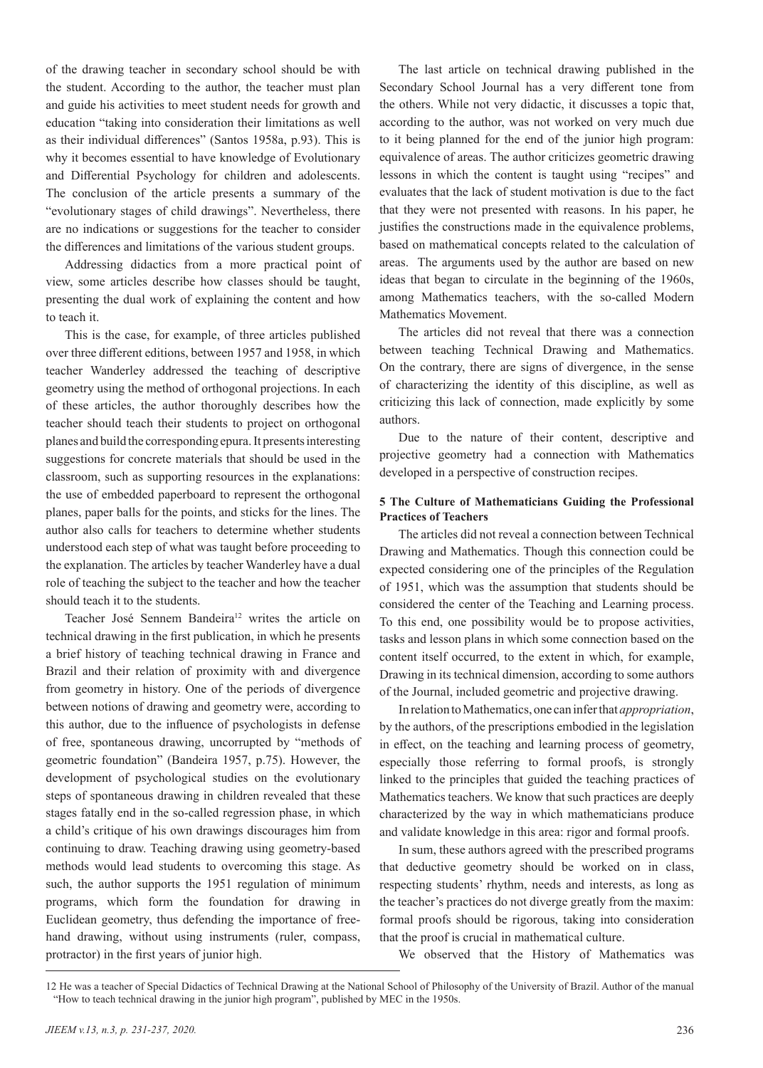of the drawing teacher in secondary school should be with the student. According to the author, the teacher must plan and guide his activities to meet student needs for growth and education "taking into consideration their limitations as well as their individual differences" (Santos 1958a, p.93). This is why it becomes essential to have knowledge of Evolutionary and Differential Psychology for children and adolescents. The conclusion of the article presents a summary of the "evolutionary stages of child drawings". Nevertheless, there are no indications or suggestions for the teacher to consider the differences and limitations of the various student groups.

Addressing didactics from a more practical point of view, some articles describe how classes should be taught, presenting the dual work of explaining the content and how to teach it.

This is the case, for example, of three articles published over three different editions, between 1957 and 1958, in which teacher Wanderley addressed the teaching of descriptive geometry using the method of orthogonal projections. In each of these articles, the author thoroughly describes how the teacher should teach their students to project on orthogonal planes and build the corresponding epura. It presents interesting suggestions for concrete materials that should be used in the classroom, such as supporting resources in the explanations: the use of embedded paperboard to represent the orthogonal planes, paper balls for the points, and sticks for the lines. The author also calls for teachers to determine whether students understood each step of what was taught before proceeding to the explanation. The articles by teacher Wanderley have a dual role of teaching the subject to the teacher and how the teacher should teach it to the students.

Teacher José Sennem Bandeira[12] writes the article on technical drawing in the first publication, in which he presents a brief history of teaching technical drawing in France and Brazil and their relation of proximity with and divergence from geometry in history. One of the periods of divergence between notions of drawing and geometry were, according to this author, due to the influence of psychologists in defense of free, spontaneous drawing, uncorrupted by "methods of geometric foundation" (Bandeira 1957, p.75). However, the development of psychological studies on the evolutionary steps of spontaneous drawing in children revealed that these stages fatally end in the so-called regression phase, in which a child's critique of his own drawings discourages him from continuing to draw. Teaching drawing using geometry-based methods would lead students to overcoming this stage. As such, the author supports the 1951 regulation of minimum programs, which form the foundation for drawing in Euclidean geometry, thus defending the importance of free-hand drawing, without using instruments (ruler, compass, protractor) in the first years of junior high.

The last article on technical drawing published in the Secondary School Journal has a very different tone from the others. While not very didactic, it discusses a topic that, according to the author, was not worked on very much due to it being planned for the end of the junior high program: equivalence of areas. The author criticizes geometric drawing lessons in which the content is taught using "recipes" and evaluates that the lack of student motivation is due to the fact that they were not presented with reasons. In his paper, he justifies the constructions made in the equivalence problems, based on mathematical concepts related to the calculation of areas. The arguments used by the author are based on new ideas that began to circulate in the beginning of the 1960s, among Mathematics teachers, with the so-called Modern Mathematics Movement.

The articles did not reveal that there was a connection between teaching Technical Drawing and Mathematics. On the contrary, there are signs of divergence, in the sense of characterizing the identity of this discipline, as well as criticizing this lack of connection, made explicitly by some authors.

Due to the nature of their content, descriptive and projective geometry had a connection with Mathematics developed in a perspective of construction recipes.

## 5 The Culture of Mathematicians Guiding the Professional Practices of Teachers

The articles did not reveal a connection between Technical Drawing and Mathematics. Though this connection could be expected considering one of the principles of the Regulation of 1951, which was the assumption that students should be considered the center of the Teaching and Learning process. To this end, one possibility would be to propose activities, tasks and lesson plans in which some connection based on the content itself occurred, to the extent in which, for example, Drawing in its technical dimension, according to some authors of the Journal, included geometric and projective drawing.

In relation to Mathematics, one can infer that *appropriation*, by the authors, of the prescriptions embodied in the legislation in effect, on the teaching and learning process of geometry, especially those referring to formal proofs, is strongly linked to the principles that guided the teaching practices of Mathematics teachers. We know that such practices are deeply characterized by the way in which mathematicians produce and validate knowledge in this area: rigor and formal proofs.

In sum, these authors agreed with the prescribed programs that deductive geometry should be worked on in class, respecting students' rhythm, needs and interests, as long as the teacher's practices do not diverge greatly from the maxim: formal proofs should be rigorous, taking into consideration that the proof is crucial in mathematical culture.

We observed that the History of Mathematics was

---

12 He was a teacher of Special Didactics of Technical Drawing at the National School of Philosophy of the University of Brazil. Author of the manual "How to teach technical drawing in the junior high program", published by MEC in the 1950s.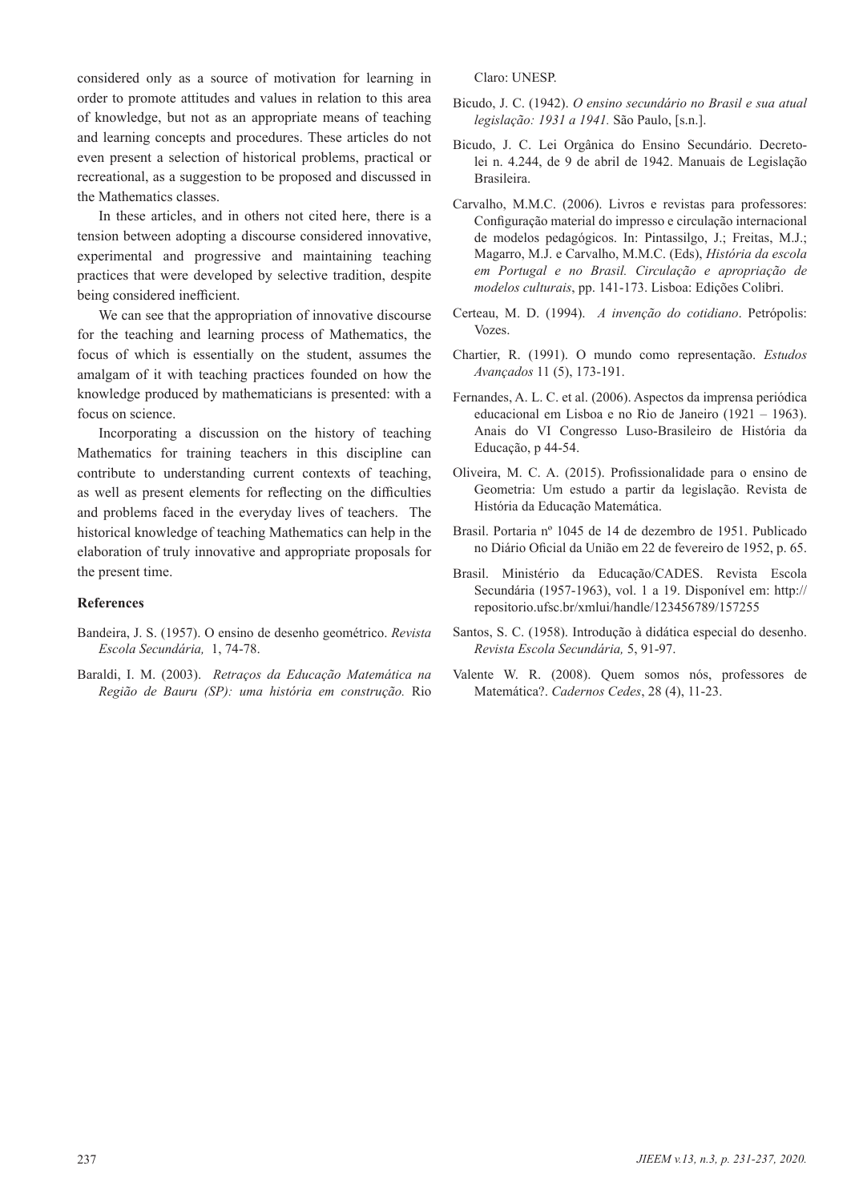considered only as a source of motivation for learning in order to promote attitudes and values in relation to this area of knowledge, but not as an appropriate means of teaching and learning concepts and procedures. These articles do not even present a selection of historical problems, practical or recreational, as a suggestion to be proposed and discussed in the Mathematics classes.

In these articles, and in others not cited here, there is a tension between adopting a discourse considered innovative, experimental and progressive and maintaining teaching practices that were developed by selective tradition, despite being considered inefficient.

We can see that the appropriation of innovative discourse for the teaching and learning process of Mathematics, the focus of which is essentially on the student, assumes the amalgam of it with teaching practices founded on how the knowledge produced by mathematicians is presented: with a focus on science.

Incorporating a discussion on the history of teaching Mathematics for training teachers in this discipline can contribute to understanding current contexts of teaching, as well as present elements for reflecting on the difficulties and problems faced in the everyday lives of teachers. The historical knowledge of teaching Mathematics can help in the elaboration of truly innovative and appropriate proposals for the present time.

**References**

Bandeira, J. S. (1957). O ensino de desenho geométrico. *Revista Escola Secundária,* 1, 74-78.

Baraldi, I. M. (2003). *Retraços da Educação Matemática na Região de Bauru (SP): uma história em construção.* Rio Claro: UNESP.

Bicudo, J. C. (1942). *O ensino secundário no Brasil e sua atual legislação: 1931 a 1941.* São Paulo, [s.n.].

Bicudo, J. C. Lei Orgânica do Ensino Secundário. Decreto-lei n. 4.244, de 9 de abril de 1942. Manuais de Legislação Brasileira.

Carvalho, M.M.C. (2006). Livros e revistas para professores: Configuração material do impresso e circulação internacional de modelos pedagógicos. In: Pintassilgo, J.; Freitas, M.J.; Magarro, M.J. e Carvalho, M.M.C. (Eds), *História da escola em Portugal e no Brasil. Circulação e apropriação de modelos culturais*, pp. 141-173. Lisboa: Edições Colibri.

Certeau, M. D. (1994). *A invenção do cotidiano*. Petrópolis: Vozes.

Chartier, R. (1991). O mundo como representação. *Estudos Avançados* 11 (5), 173-191.

Fernandes, A. L. C. et al. (2006). Aspectos da imprensa periódica educacional em Lisboa e no Rio de Janeiro (1921 – 1963). Anais do VI Congresso Luso-Brasileiro de História da Educação, p 44-54.

Oliveira, M. C. A. (2015). Profissionalidade para o ensino de Geometria: Um estudo a partir da legislação. Revista de História da Educação Matemática.

Brasil. Portaria nº 1045 de 14 de dezembro de 1951. Publicado no Diário Oficial da União em 22 de fevereiro de 1952, p. 65.

Brasil. Ministério da Educação/CADES. Revista Escola Secundária (1957-1963), vol. 1 a 19. Disponível em: http://repositorio.ufsc.br/xmlui/handle/123456789/157255

Santos, S. C. (1958). Introdução à didática especial do desenho. *Revista Escola Secundária,* 5, 91-97.

Valente W. R. (2008). Quem somos nós, professores de Matemática?. *Cadernos Cedes*, 28 (4), 11-23.